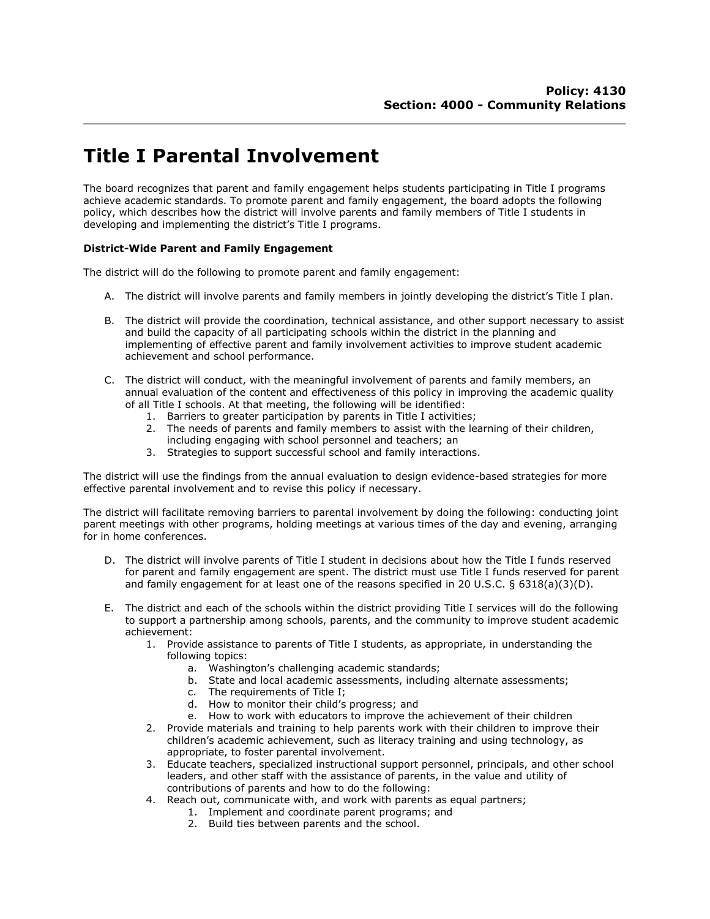**Policy: 4130**
**Section: 4000 - Community Relations**

# Title I Parental Involvement

The board recognizes that parent and family engagement helps students participating in Title I programs achieve academic standards. To promote parent and family engagement, the board adopts the following policy, which describes how the district will involve parents and family members of Title I students in developing and implementing the district's Title I programs.

**District-Wide Parent and Family Engagement**

The district will do the following to promote parent and family engagement:

A. The district will involve parents and family members in jointly developing the district's Title I plan.

B. The district will provide the coordination, technical assistance, and other support necessary to assist and build the capacity of all participating schools within the district in the planning and implementing of effective parent and family involvement activities to improve student academic achievement and school performance.

C. The district will conduct, with the meaningful involvement of parents and family members, an annual evaluation of the content and effectiveness of this policy in improving the academic quality of all Title I schools. At that meeting, the following will be identified:
   1. Barriers to greater participation by parents in Title I activities;
   2. The needs of parents and family members to assist with the learning of their children, including engaging with school personnel and teachers; an
   3. Strategies to support successful school and family interactions.

The district will use the findings from the annual evaluation to design evidence-based strategies for more effective parental involvement and to revise this policy if necessary.

The district will facilitate removing barriers to parental involvement by doing the following: conducting joint parent meetings with other programs, holding meetings at various times of the day and evening, arranging for in home conferences.

D. The district will involve parents of Title I student in decisions about how the Title I funds reserved for parent and family engagement are spent. The district must use Title I funds reserved for parent and family engagement for at least one of the reasons specified in 20 U.S.C. § 6318(a)(3)(D).

E. The district and each of the schools within the district providing Title I services will do the following to support a partnership among schools, parents, and the community to improve student academic achievement:
   1. Provide assistance to parents of Title I students, as appropriate, in understanding the following topics:
      a. Washington's challenging academic standards;
      b. State and local academic assessments, including alternate assessments;
      c. The requirements of Title I;
      d. How to monitor their child's progress; and
      e. How to work with educators to improve the achievement of their children
   2. Provide materials and training to help parents work with their children to improve their children's academic achievement, such as literacy training and using technology, as appropriate, to foster parental involvement.
   3. Educate teachers, specialized instructional support personnel, principals, and other school leaders, and other staff with the assistance of parents, in the value and utility of contributions of parents and how to do the following:
   4. Reach out, communicate with, and work with parents as equal partners;
      1. Implement and coordinate parent programs; and
      2. Build ties between parents and the school.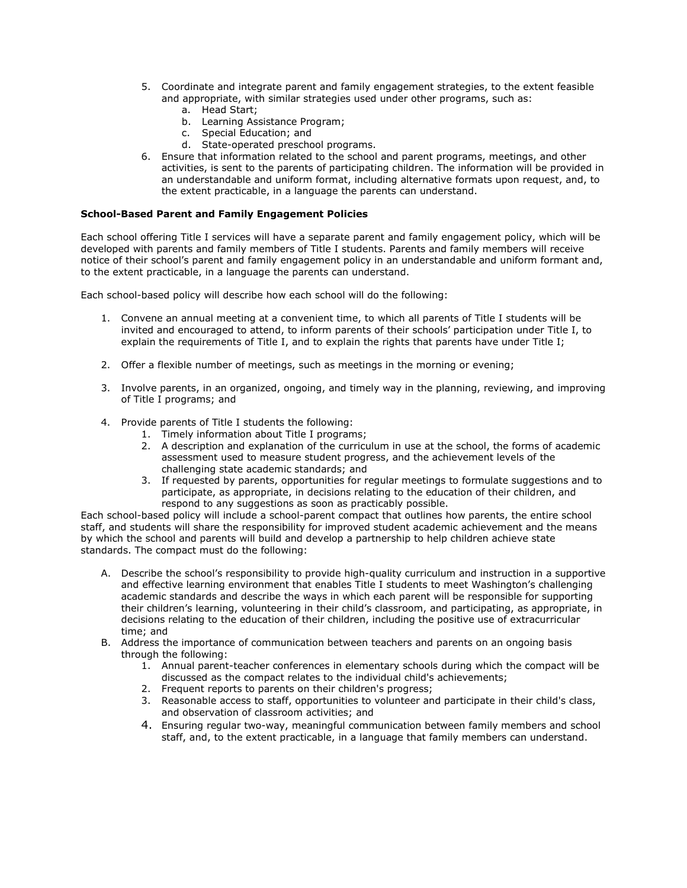5. Coordinate and integrate parent and family engagement strategies, to the extent feasible and appropriate, with similar strategies used under other programs, such as:
    a. Head Start;
    b. Learning Assistance Program;
    c. Special Education; and
    d. State-operated preschool programs.
6. Ensure that information related to the school and parent programs, meetings, and other activities, is sent to the parents of participating children. The information will be provided in an understandable and uniform format, including alternative formats upon request, and, to the extent practicable, in a language the parents can understand.

**School-Based Parent and Family Engagement Policies**

Each school offering Title I services will have a separate parent and family engagement policy, which will be developed with parents and family members of Title I students. Parents and family members will receive notice of their school's parent and family engagement policy in an understandable and uniform formant and, to the extent practicable, in a language the parents can understand.

Each school-based policy will describe how each school will do the following:

1. Convene an annual meeting at a convenient time, to which all parents of Title I students will be invited and encouraged to attend, to inform parents of their schools' participation under Title I, to explain the requirements of Title I, and to explain the rights that parents have under Title I;

2. Offer a flexible number of meetings, such as meetings in the morning or evening;

3. Involve parents, in an organized, ongoing, and timely way in the planning, reviewing, and improving of Title I programs; and

4. Provide parents of Title I students the following:
    1. Timely information about Title I programs;
    2. A description and explanation of the curriculum in use at the school, the forms of academic assessment used to measure student progress, and the achievement levels of the challenging state academic standards; and
    3. If requested by parents, opportunities for regular meetings to formulate suggestions and to participate, as appropriate, in decisions relating to the education of their children, and respond to any suggestions as soon as practicably possible.

Each school-based policy will include a school-parent compact that outlines how parents, the entire school staff, and students will share the responsibility for improved student academic achievement and the means by which the school and parents will build and develop a partnership to help children achieve state standards. The compact must do the following:

A. Describe the school's responsibility to provide high-quality curriculum and instruction in a supportive and effective learning environment that enables Title I students to meet Washington's challenging academic standards and describe the ways in which each parent will be responsible for supporting their children's learning, volunteering in their child's classroom, and participating, as appropriate, in decisions relating to the education of their children, including the positive use of extracurricular time; and
B. Address the importance of communication between teachers and parents on an ongoing basis through the following:
    1. Annual parent-teacher conferences in elementary schools during which the compact will be discussed as the compact relates to the individual child's achievements;
    2. Frequent reports to parents on their children's progress;
    3. Reasonable access to staff, opportunities to volunteer and participate in their child's class, and observation of classroom activities; and
    4. Ensuring regular two-way, meaningful communication between family members and school staff, and, to the extent practicable, in a language that family members can understand.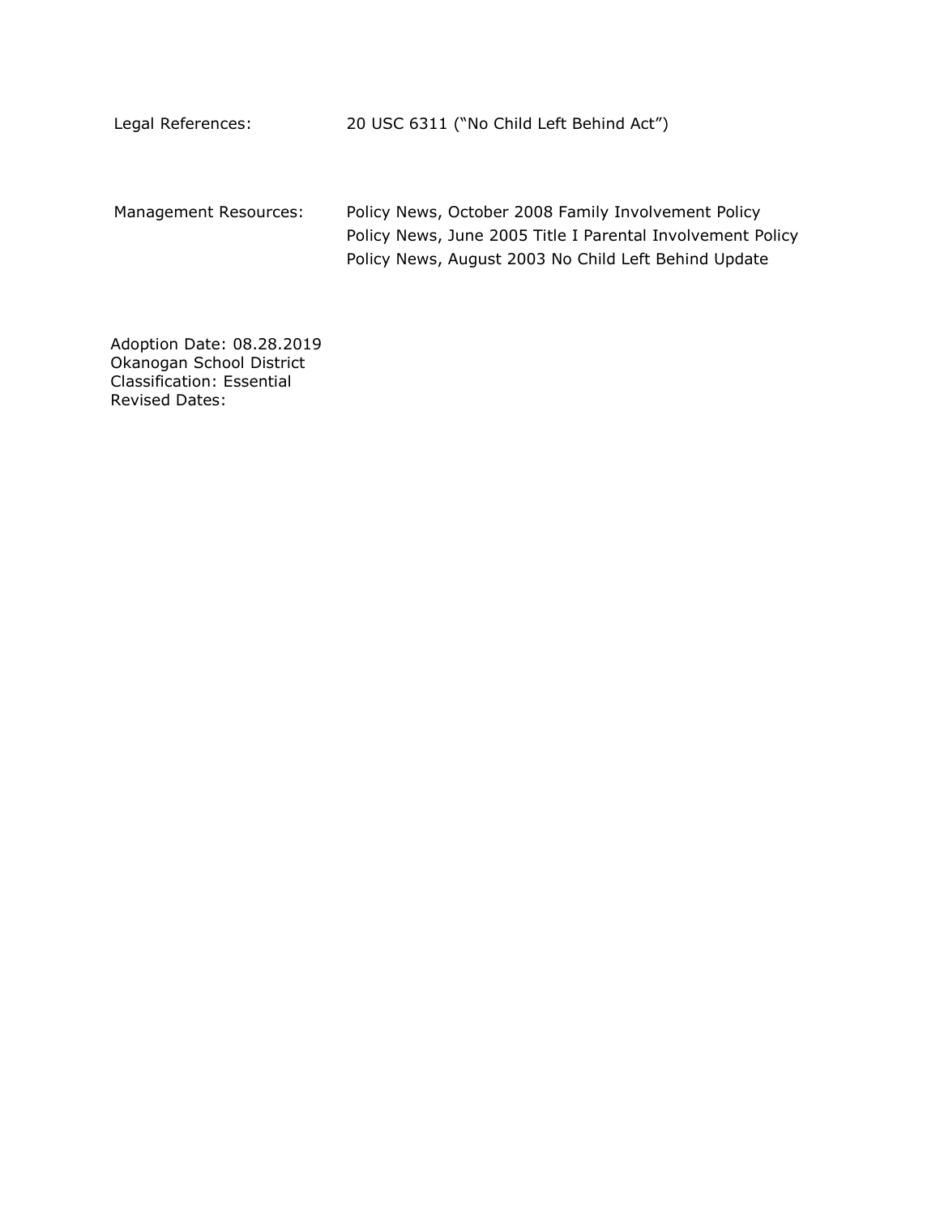| | |
|---|---|
| Legal References: | 20 USC 6311 ("No Child Left Behind Act") |
| Management Resources: | Policy News, October 2008 Family Involvement Policy<br>Policy News, June 2005 Title I Parental Involvement Policy<br>Policy News, August 2003 No Child Left Behind Update |

Adoption Date: 08.28.2019
Okanogan School District
Classification: Essential
Revised Dates: